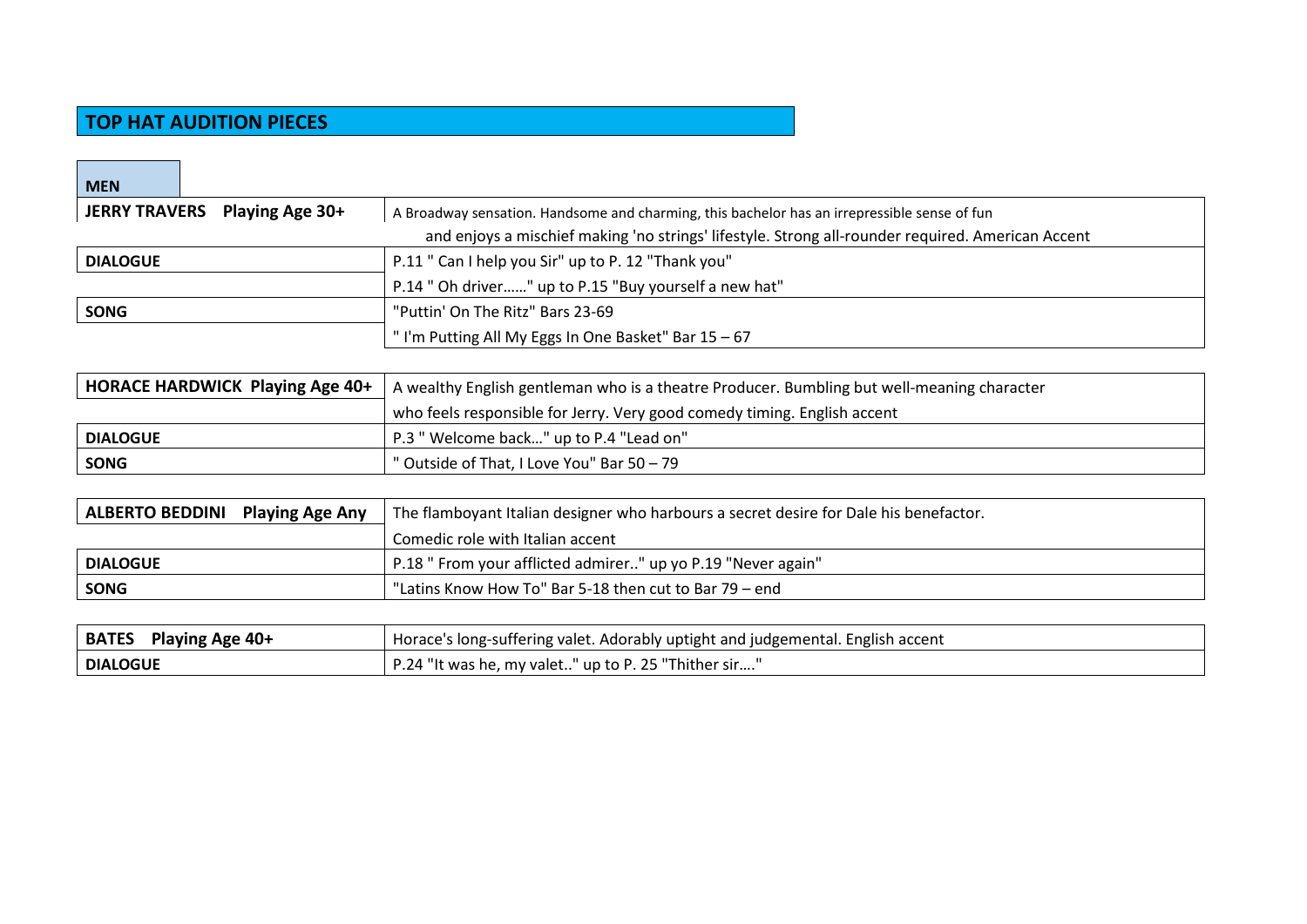# TOP HAT AUDITION PIECES

## MEN

| JERRY TRAVERS   Playing Age 30+ | A Broadway sensation. Handsome and charming, this bachelor has an irrepressible sense of fun and enjoys a mischief making 'no strings' lifestyle. Strong all-rounder required. American Accent |
|---|---|
| **DIALOGUE** | P.11 " Can I help you Sir" up to P. 12 "Thank you" |
| | P.14 " Oh driver……" up to P.15 "Buy yourself a new hat" |
| **SONG** | "Puttin' On The Ritz" Bars 23-69 |
| | " I'm Putting All My Eggs In One Basket" Bar 15 – 67 |

| HORACE HARDWICK  Playing Age 40+ | A wealthy English gentleman who is a theatre Producer. Bumbling but well-meaning character |
|---|---|
| | who feels responsible for Jerry. Very good comedy timing. English accent |
| **DIALOGUE** | P.3 " Welcome back…" up to P.4 "Lead on" |
| **SONG** | " Outside of That, I Love You" Bar 50 – 79 |

| ALBERTO BEDDINI   Playing Age Any | The flamboyant Italian designer who harbours a secret desire for Dale his benefactor. |
|---|---|
| | Comedic role with Italian accent |
| **DIALOGUE** | P.18 " From your afflicted admirer.." up yo P.19 "Never again" |
| **SONG** | "Latins Know How To" Bar 5-18 then cut to Bar 79 – end |

| BATES   Playing Age 40+ | Horace's long-suffering valet. Adorably uptight and judgemental. English accent |
|---|---|
| **DIALOGUE** | P.24 "It was he, my valet.." up to P. 25 "Thither sir…." |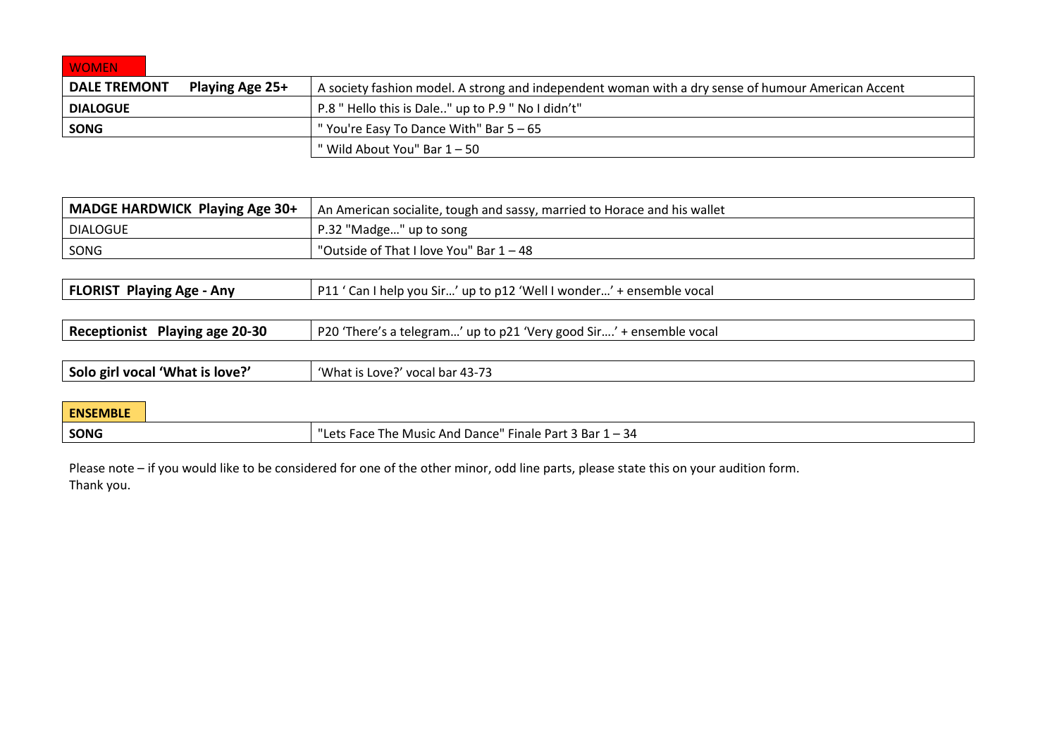**WOMEN**

| | |
|---|---|
| **DALE TREMONT Playing Age 25+** | A society fashion model. A strong and independent woman with a dry sense of humour American Accent |
| **DIALOGUE** | P.8 " Hello this is Dale.." up to P.9 " No I didn't" |
| **SONG** | " You're Easy To Dance With" Bar 5 – 65 |
| | " Wild About You" Bar 1 – 50 |

| | |
|---|---|
| **MADGE HARDWICK Playing Age 30+** | An American socialite, tough and sassy, married to Horace and his wallet |
| DIALOGUE | P.32 "Madge…" up to song |
| SONG | "Outside of That I love You" Bar 1 – 48 |

| | |
|---|---|
| **FLORIST Playing Age - Any** | P11 ' Can I help you Sir…' up to p12 'Well I wonder…' + ensemble vocal |

| | |
|---|---|
| **Receptionist Playing age 20-30** | P20 'There's a telegram…' up to p21 'Very good Sir….' + ensemble vocal |

| | |
|---|---|
| **Solo girl vocal 'What is love?'** | 'What is Love?' vocal bar 43-73 |

**ENSEMBLE**

| | |
|---|---|
| **SONG** | "Lets Face The Music And Dance" Finale Part 3 Bar 1 – 34 |

Please note – if you would like to be considered for one of the other minor, odd line parts, please state this on your audition form.
Thank you.